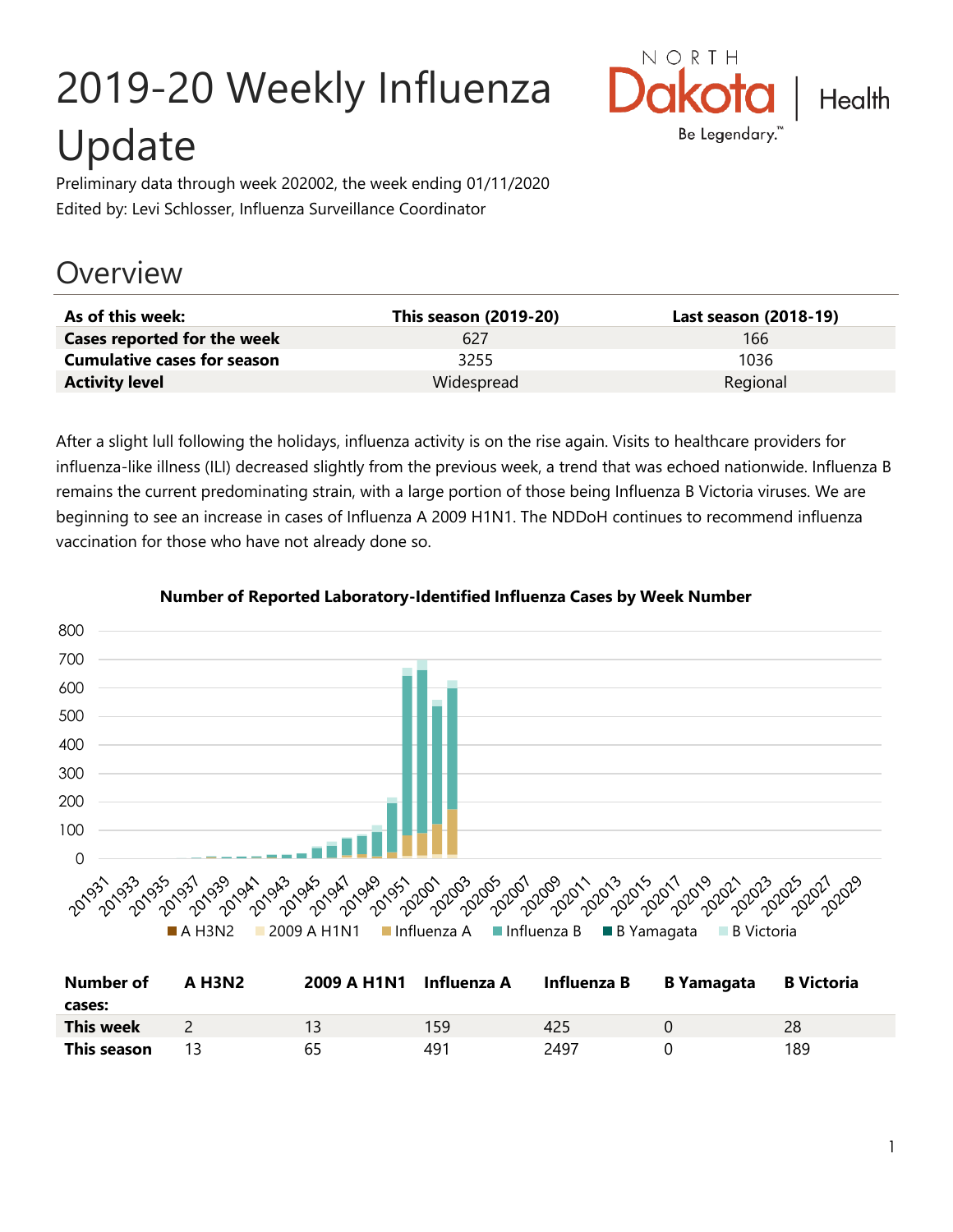# 2019-20 Weekly Influenza Update

Preliminary data through week 202002, the week ending 01/11/2020
Edited by: Levi Schlosser, Influenza Surveillance Coordinator

## Overview

| As of this week: | This season (2019-20) | Last season (2018-19) |
|---|---|---|
| Cases reported for the week | 627 | 166 |
| Cumulative cases for season | 3255 | 1036 |
| Activity level | Widespread | Regional |

After a slight lull following the holidays, influenza activity is on the rise again. Visits to healthcare providers for influenza-like illness (ILI) decreased slightly from the previous week, a trend that was echoed nationwide. Influenza B remains the current predominating strain, with a large portion of those being Influenza B Victoria viruses. We are beginning to see an increase in cases of Influenza A 2009 H1N1. The NDDoH continues to recommend influenza vaccination for those who have not already done so.

**Number of Reported Laboratory-Identified Influenza Cases by Week Number**

| Number of cases: | A H3N2 | 2009 A H1N1 | Influenza A | Influenza B | B Yamagata | B Victoria |
|---|---|---|---|---|---|---|
| This week | 2 | 13 | 159 | 425 | 0 | 28 |
| This season | 13 | 65 | 491 | 2497 | 0 | 189 |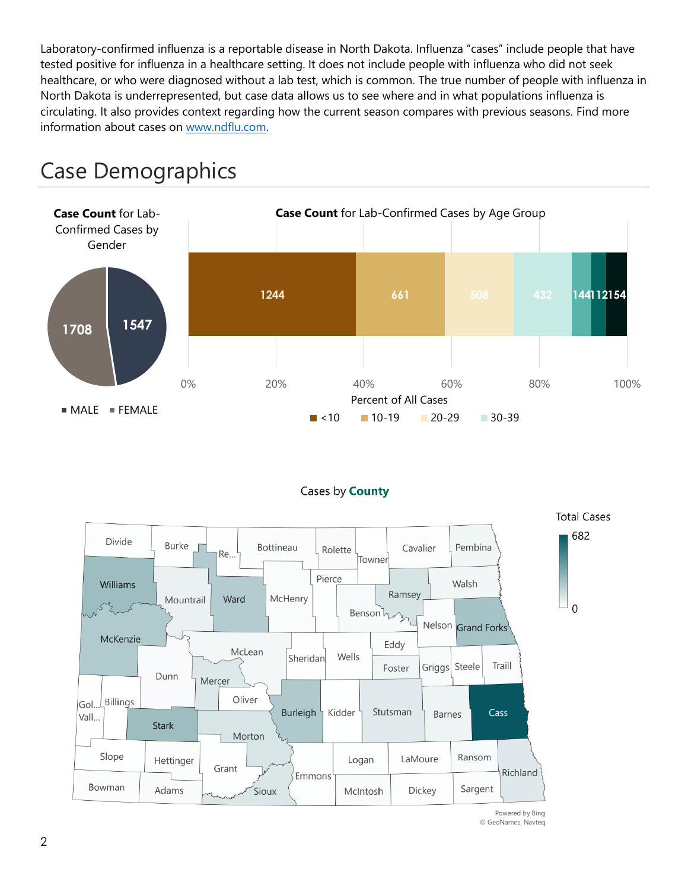Laboratory-confirmed influenza is a reportable disease in North Dakota. Influenza "cases" include people that have tested positive for influenza in a healthcare setting. It does not include people with influenza who did not seek healthcare, or who were diagnosed without a lab test, which is common. The true number of people with influenza in North Dakota is underrepresented, but case data allows us to see where and in what populations influenza is circulating. It also provides context regarding how the current season compares with previous seasons. Find more information about cases on www.ndflu.com.

# Case Demographics

**Case Count** for Lab-Confirmed Cases by Gender

| Gender | Case Count |
|---|---|
| MALE | 1547 |
| FEMALE | 1708 |

**Case Count** for Lab-Confirmed Cases by Age Group

| Age Group | Case Count |
|---|---|
| <10 | 1244 |
| 10-19 | 661 |
| 20-29 | 508 |
| 30-39 | 432 |
| | 144 |
| | 112 |
| | 154 |

Percent of All Cases: 0%, 20%, 40%, 60%, 80%, 100%

Cases by **County**

Total Cases: 0 – 682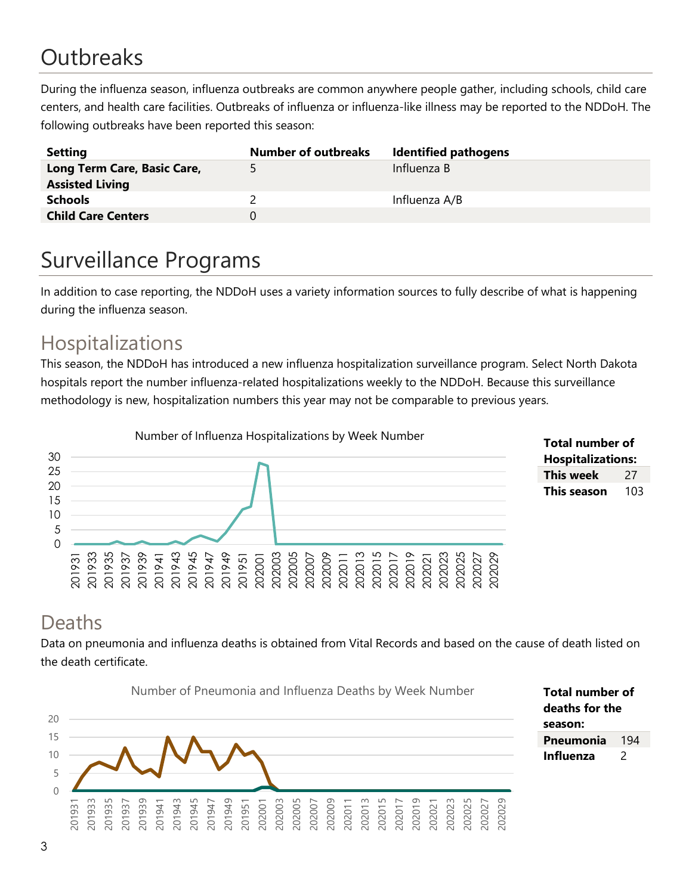# Outbreaks

During the influenza season, influenza outbreaks are common anywhere people gather, including schools, child care centers, and health care facilities. Outbreaks of influenza or influenza-like illness may be reported to the NDDoH. The following outbreaks have been reported this season:

| Setting | Number of outbreaks | Identified pathogens |
|---|---|---|
| **Long Term Care, Basic Care, Assisted Living** | 5 | Influenza B |
| **Schools** | 2 | Influenza A/B |
| **Child Care Centers** | 0 | |

# Surveillance Programs

In addition to case reporting, the NDDoH uses a variety information sources to fully describe of what is happening during the influenza season.

## Hospitalizations

This season, the NDDoH has introduced a new influenza hospitalization surveillance program. Select North Dakota hospitals report the number influenza-related hospitalizations weekly to the NDDoH. Because this surveillance methodology is new, hospitalization numbers this year may not be comparable to previous years.

Number of Influenza Hospitalizations by Week Number

| Total number of Hospitalizations: | |
|---|---|
| **This week** | 27 |
| **This season** | 103 |

## Deaths

Data on pneumonia and influenza deaths is obtained from Vital Records and based on the cause of death listed on the death certificate.

Number of Pneumonia and Influenza Deaths by Week Number

| Total number of deaths for the season: | |
|---|---|
| **Pneumonia** | 194 |
| **Influenza** | 2 |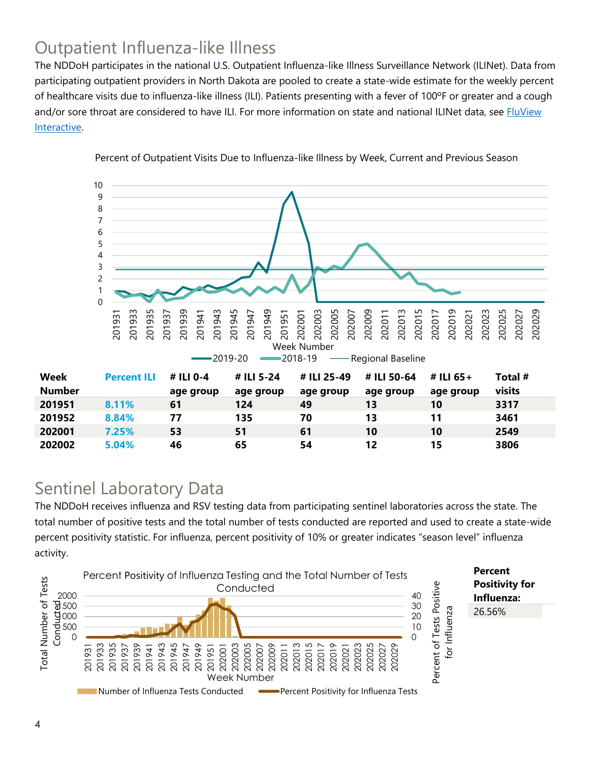## Outpatient Influenza-like Illness

The NDDoH participates in the national U.S. Outpatient Influenza-like Illness Surveillance Network (ILINet). Data from participating outpatient providers in North Dakota are pooled to create a state-wide estimate for the weekly percent of healthcare visits due to influenza-like illness (ILI). Patients presenting with a fever of 100ºF or greater and a cough and/or sore throat are considered to have ILI. For more information on state and national ILINet data, see [FluView Interactive](FluView Interactive).

Percent of Outpatient Visits Due to Influenza-like Illness by Week, Current and Previous Season

| Week Number | Percent ILI | # ILI 0-4 age group | # ILI 5-24 age group | # ILI 25-49 age group | # ILI 50-64 age group | # ILI 65+ age group | Total # visits |
|---|---|---|---|---|---|---|---|
| 201951 | 8.11% | 61 | 124 | 49 | 13 | 10 | 3317 |
| 201952 | 8.84% | 77 | 135 | 70 | 13 | 11 | 3461 |
| 202001 | 7.25% | 53 | 51 | 61 | 10 | 10 | 2549 |
| 202002 | 5.04% | 46 | 65 | 54 | 12 | 15 | 3806 |

## Sentinel Laboratory Data

The NDDoH receives influenza and RSV testing data from participating sentinel laboratories across the state. The total number of positive tests and the total number of tests conducted are reported and used to create a state-wide percent positivity statistic. For influenza, percent positivity of 10% or greater indicates "season level" influenza activity.

Percent Positivity of Influenza Testing and the Total Number of Tests Conducted

| Percent Positivity for Influenza: |
|---|
| 26.56% |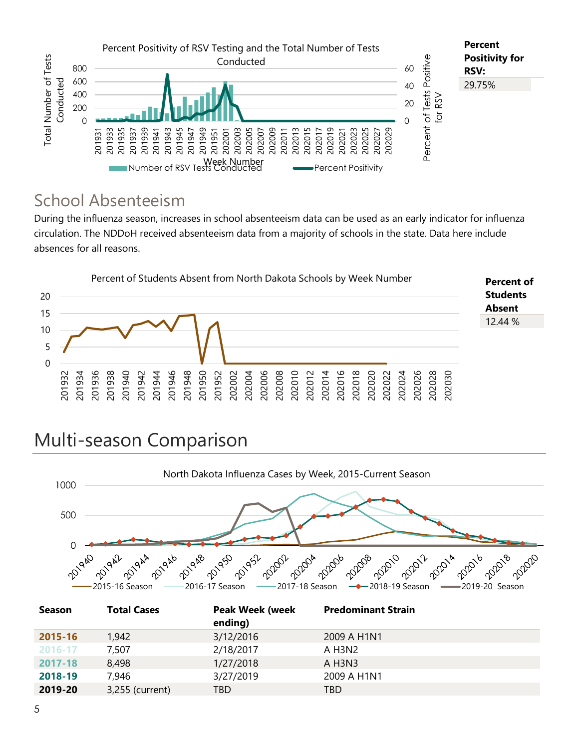Percent Positivity of RSV Testing and the Total Number of Tests Conducted

| Percent Positivity for RSV: |
| --- |
| 29.75% |

## School Absenteeism

During the influenza season, increases in school absenteeism data can be used as an early indicator for influenza circulation. The NDDoH received absenteeism data from a majority of schools in the state. Data here include absences for all reasons.

Percent of Students Absent from North Dakota Schools by Week Number

| Percent of Students Absent |
| --- |
| 12.44 % |

# Multi-season Comparison

North Dakota Influenza Cases by Week, 2015-Current Season

| Season | Total Cases | Peak Week (week ending) | Predominant Strain |
| --- | --- | --- | --- |
| **2015-16** | 1,942 | 3/12/2016 | 2009 A H1N1 |
| **2016-17** | 7,507 | 2/18/2017 | A H3N2 |
| **2017-18** | 8,498 | 1/27/2018 | A H3N3 |
| **2018-19** | 7,946 | 3/27/2019 | 2009 A H1N1 |
| **2019-20** | 3,255 (current) | TBD | TBD |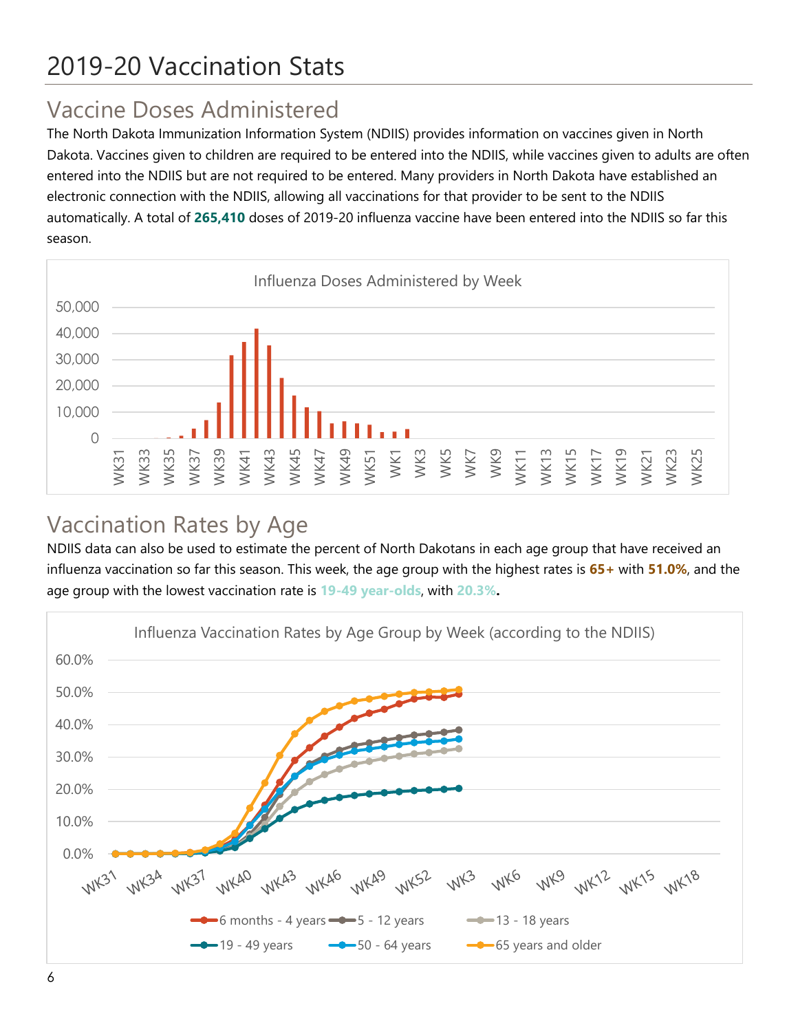# 2019-20 Vaccination Stats

## Vaccine Doses Administered

The North Dakota Immunization Information System (NDIIS) provides information on vaccines given in North Dakota. Vaccines given to children are required to be entered into the NDIIS, while vaccines given to adults are often entered into the NDIIS but are not required to be entered. Many providers in North Dakota have established an electronic connection with the NDIIS, allowing all vaccinations for that provider to be sent to the NDIIS automatically. A total of **265,410** doses of 2019-20 influenza vaccine have been entered into the NDIIS so far this season.

Influenza Doses Administered by Week

50,000
40,000
30,000
20,000
10,000
0

WK31 WK33 WK35 WK37 WK39 WK41 WK43 WK45 WK47 WK49 WK51 WK1 WK3 WK5 WK7 WK9 WK11 WK13 WK15 WK17 WK19 WK21 WK23 WK25

## Vaccination Rates by Age

NDIIS data can also be used to estimate the percent of North Dakotans in each age group that have received an influenza vaccination so far this season. This week, the age group with the highest rates is **65+** with **51.0%**, and the age group with the lowest vaccination rate is **19-49 year-olds**, with **20.3%**.

Influenza Vaccination Rates by Age Group by Week (according to the NDIIS)

60.0%
50.0%
40.0%
30.0%
20.0%
10.0%
0.0%

WK31 WK34 WK37 WK40 WK43 WK46 WK49 WK52 WK3 WK6 WK9 WK12 WK15 WK18

6 months - 4 years
5 - 12 years
13 - 18 years
19 - 49 years
50 - 64 years
65 years and older